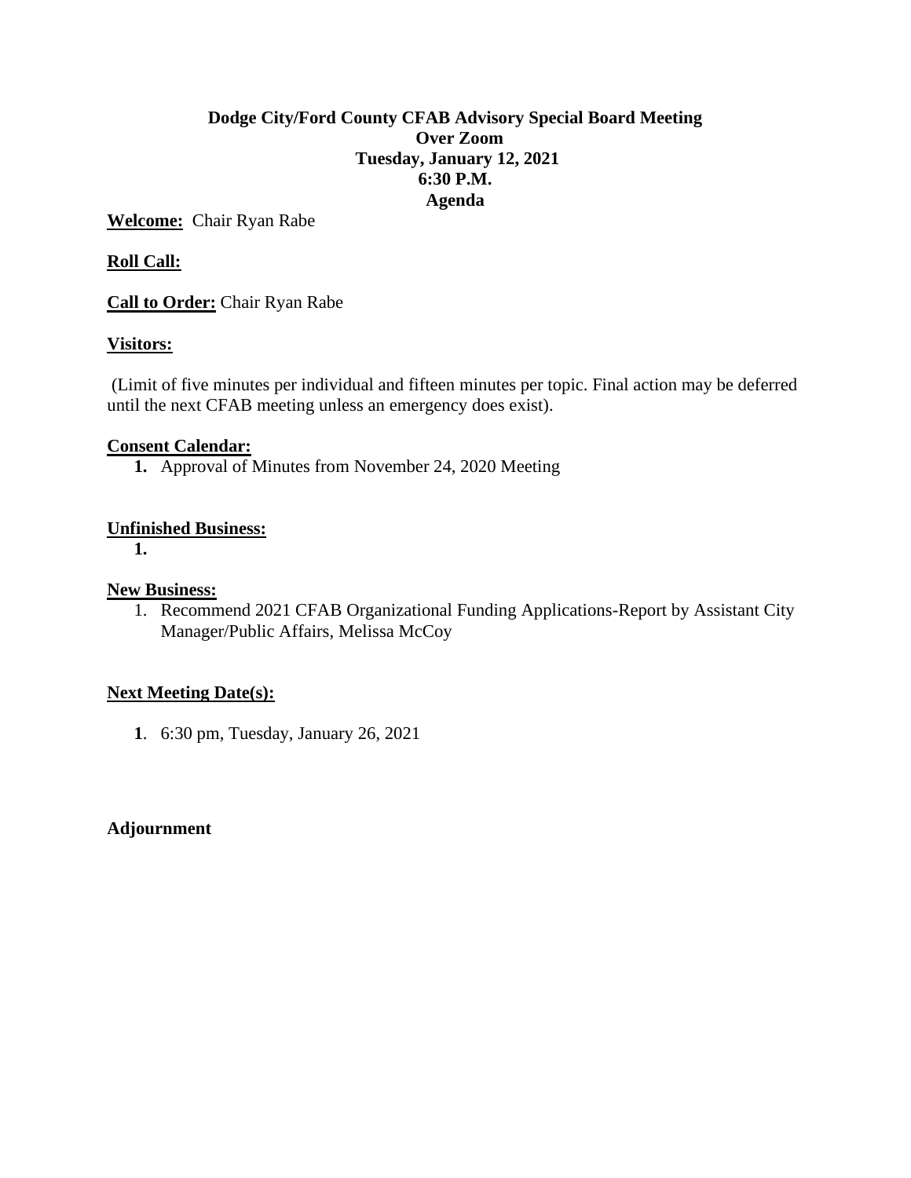**Dodge City/Ford County CFAB Advisory Special Board Meeting**
**Over Zoom**
**Tuesday, January 12, 2021**
**6:30 P.M.**
**Agenda**

**Welcome:** Chair Ryan Rabe

**Roll Call:**

**Call to Order:** Chair Ryan Rabe

**Visitors:**

(Limit of five minutes per individual and fifteen minutes per topic. Final action may be deferred until the next CFAB meeting unless an emergency does exist).

**Consent Calendar:**

1. Approval of Minutes from November 24, 2020 Meeting

**Unfinished Business:**

1.

**New Business:**

1. Recommend 2021 CFAB Organizational Funding Applications-Report by Assistant City Manager/Public Affairs, Melissa McCoy

**Next Meeting Date(s):**

1. 6:30 pm, Tuesday, January 26, 2021

**Adjournment**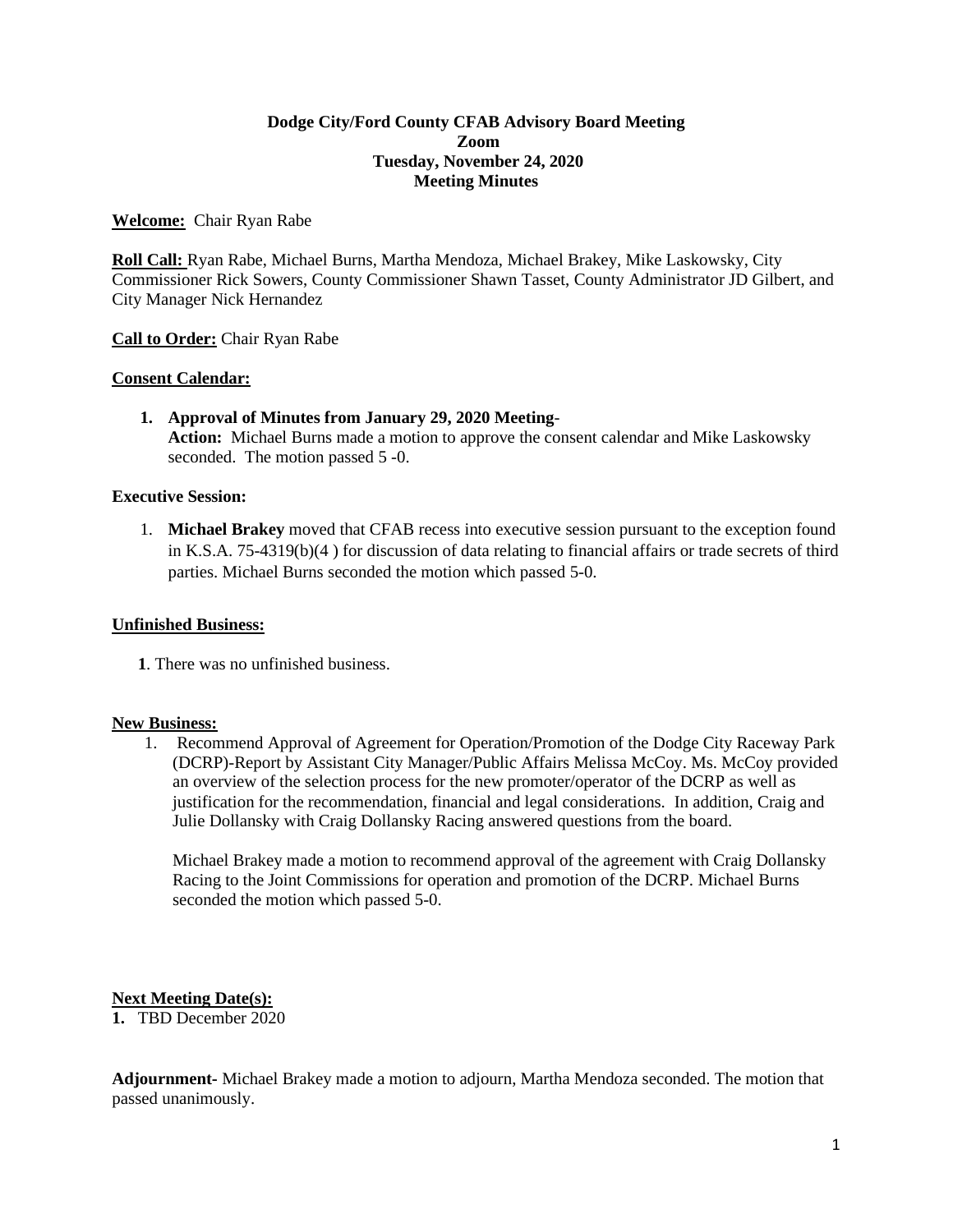**Dodge City/Ford County CFAB Advisory Board Meeting**
**Zoom**
**Tuesday, November 24, 2020**
**Meeting Minutes**

**Welcome:** Chair Ryan Rabe

**Roll Call:** Ryan Rabe, Michael Burns, Martha Mendoza, Michael Brakey, Mike Laskowsky, City Commissioner Rick Sowers, County Commissioner Shawn Tasset, County Administrator JD Gilbert, and City Manager Nick Hernandez

**Call to Order:** Chair Ryan Rabe

**Consent Calendar:**

1. **Approval of Minutes from January 29, 2020 Meeting-**
   **Action:** Michael Burns made a motion to approve the consent calendar and Mike Laskowsky seconded. The motion passed 5 -0.

**Executive Session:**

1. **Michael Brakey** moved that CFAB recess into executive session pursuant to the exception found in K.S.A. 75-4319(b)(4 ) for discussion of data relating to financial affairs or trade secrets of third parties. Michael Burns seconded the motion which passed 5-0.

**Unfinished Business:**

**1**. There was no unfinished business.

**New Business:**

1. Recommend Approval of Agreement for Operation/Promotion of the Dodge City Raceway Park (DCRP)-Report by Assistant City Manager/Public Affairs Melissa McCoy. Ms. McCoy provided an overview of the selection process for the new promoter/operator of the DCRP as well as justification for the recommendation, financial and legal considerations. In addition, Craig and Julie Dollansky with Craig Dollansky Racing answered questions from the board.

   Michael Brakey made a motion to recommend approval of the agreement with Craig Dollansky Racing to the Joint Commissions for operation and promotion of the DCRP. Michael Burns seconded the motion which passed 5-0.

**Next Meeting Date(s):**

**1.** TBD December 2020

**Adjournment-** Michael Brakey made a motion to adjourn, Martha Mendoza seconded. The motion that passed unanimously.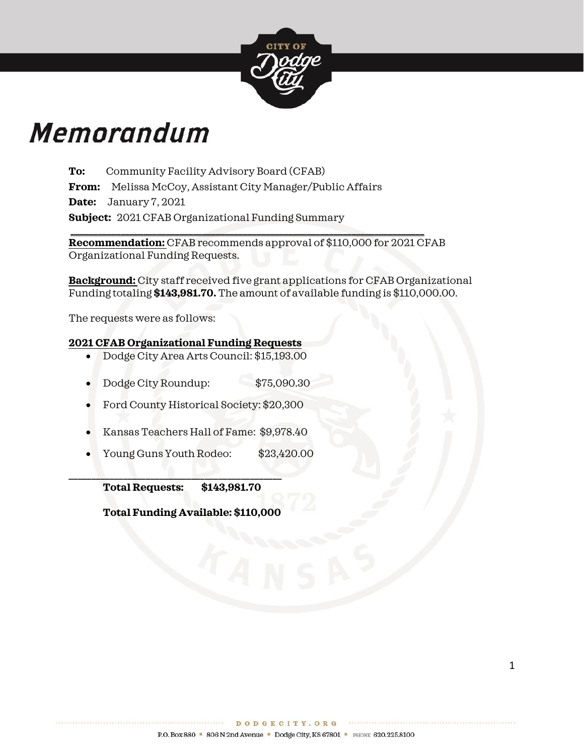# Memorandum

**To:** Community Facility Advisory Board (CFAB)
**From:** Melissa McCoy, Assistant City Manager/Public Affairs
**Date:** January 7, 2021
**Subject:** 2021 CFAB Organizational Funding Summary

---

**Recommendation:** CFAB recommends approval of $110,000 for 2021 CFAB Organizational Funding Requests.

**Background:** City staff received five grant applications for CFAB Organizational Funding totaling **$143,981.70.** The amount of available funding is $110,000.00.

The requests were as follows:

**2021 CFAB Organizational Funding Requests**

- Dodge City Area Arts Council: $15,193.00
- Dodge City Roundup: $75,090.30
- Ford County Historical Society: $20,300
- Kansas Teachers Hall of Fame: $9,978.40
- Young Guns Youth Rodeo: $23,420.00

---

**Total Requests: $143,981.70**

**Total Funding Available: $110,000**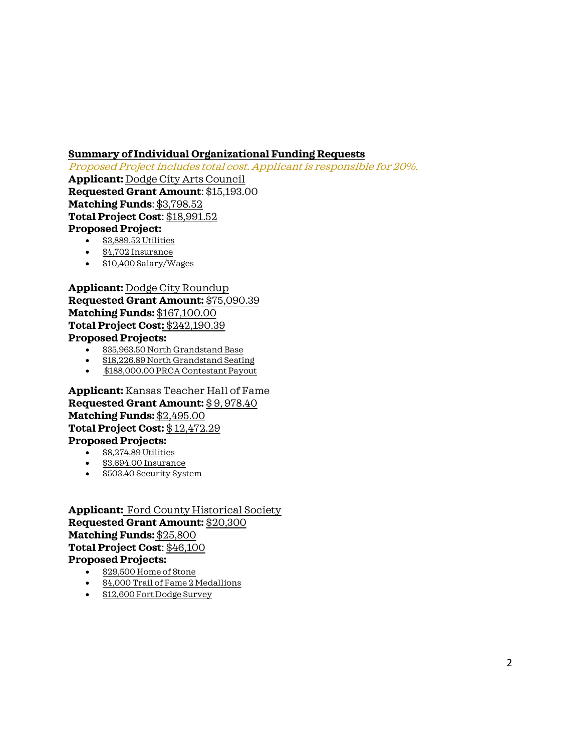## Summary of Individual Organizational Funding Requests

*Proposed Project includes total cost. Applicant is responsible for 20%.*

**Applicant:** Dodge City Arts Council
**Requested Grant Amount**: $15,193.00
**Matching Funds**: $3,798.52
**Total Project Cost**: $18,991.52
**Proposed Project:**

- $3,889.52 Utilities
- $4,702 Insurance
- $10,400 Salary/Wages

**Applicant:** Dodge City Roundup
**Requested Grant Amount:** $75,090.39
**Matching Funds:** $167,100.00
**Total Project Cost:** $242,190.39
**Proposed Projects:**

- $35,963.50 North Grandstand Base
- $18,226.89 North Grandstand Seating
- $188,000.00 PRCA Contestant Payout

**Applicant:** Kansas Teacher Hall of Fame
**Requested Grant Amount:** $ 9, 978.40
**Matching Funds:** $2,495.00
**Total Project Cost:** $ 12,472.29
**Proposed Projects:**

- $8,274.89 Utilities
- $3,694.00 Insurance
- $503.40 Security System

**Applicant:** Ford County Historical Society
**Requested Grant Amount:** $20,300
**Matching Funds:** $25,800
**Total Project Cost**: $46,100
**Proposed Projects:**

- $29,500 Home of Stone
- $4,000 Trail of Fame 2 Medallions
- $12,600 Fort Dodge Survey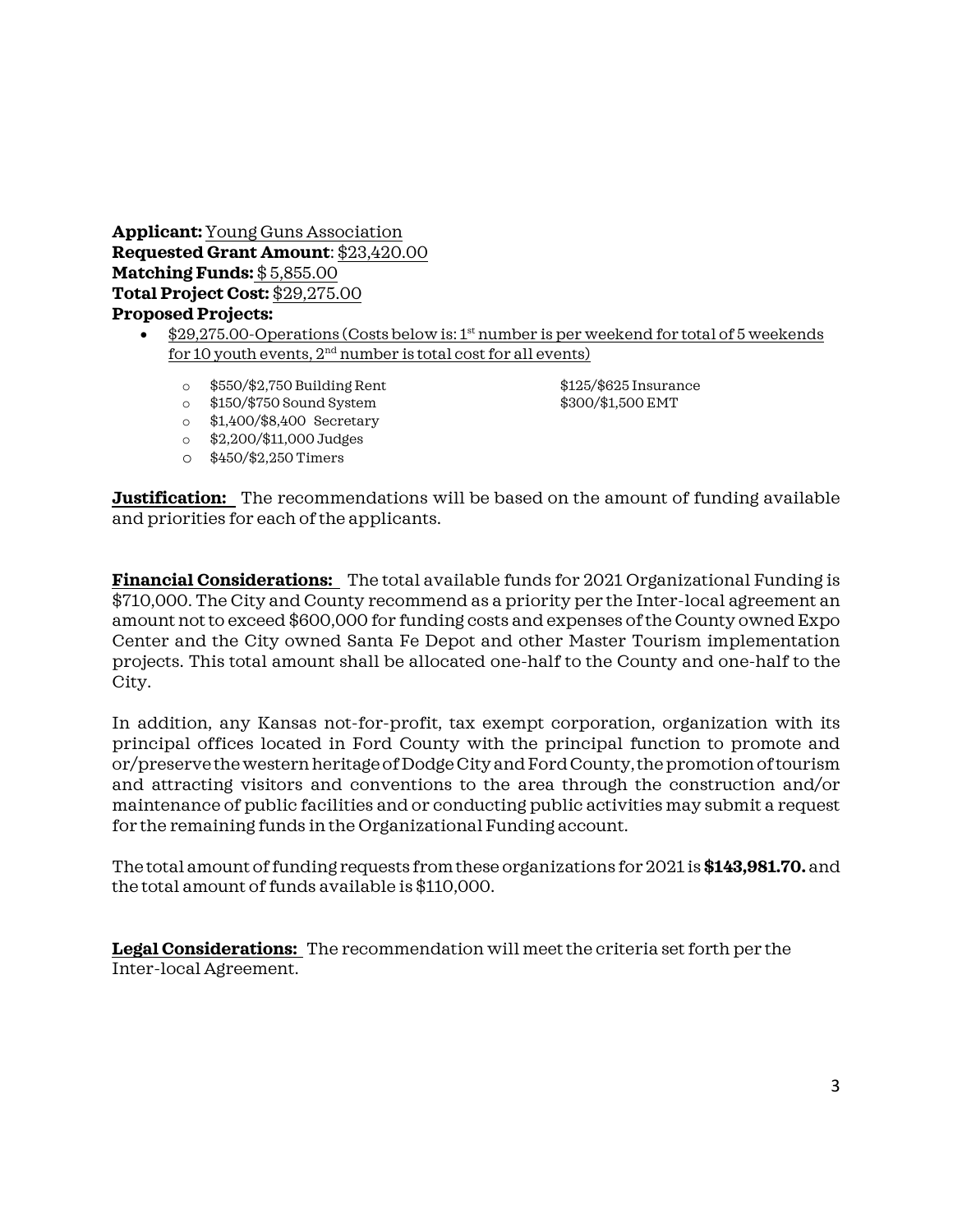**Applicant:** Young Guns Association
**Requested Grant Amount**: $23,420.00
**Matching Funds:** $ 5,855.00
**Total Project Cost:** $29,275.00
**Proposed Projects:**

- $29,275.00-Operations (Costs below is: 1st number is per weekend for total of 5 weekends for 10 youth events, 2nd number is total cost for all events)
  - $550/$2,750 Building Rent
  - $150/$750 Sound System
  - $1,400/$8,400 Secretary
  - $2,200/$11,000 Judges
  - $450/$2,250 Timers
  - $125/$625 Insurance
  - $300/$1,500 EMT

**Justification:** The recommendations will be based on the amount of funding available and priorities for each of the applicants.

**Financial Considerations:** The total available funds for 2021 Organizational Funding is $710,000. The City and County recommend as a priority per the Inter-local agreement an amount not to exceed $600,000 for funding costs and expenses of the County owned Expo Center and the City owned Santa Fe Depot and other Master Tourism implementation projects. This total amount shall be allocated one-half to the County and one-half to the City.

In addition, any Kansas not-for-profit, tax exempt corporation, organization with its principal offices located in Ford County with the principal function to promote and or/preserve the western heritage of Dodge City and Ford County, the promotion of tourism and attracting visitors and conventions to the area through the construction and/or maintenance of public facilities and or conducting public activities may submit a request for the remaining funds in the Organizational Funding account.

The total amount of funding requests from these organizations for 2021 is **$143,981.70.** and the total amount of funds available is $110,000.

**Legal Considerations:** The recommendation will meet the criteria set forth per the Inter-local Agreement.